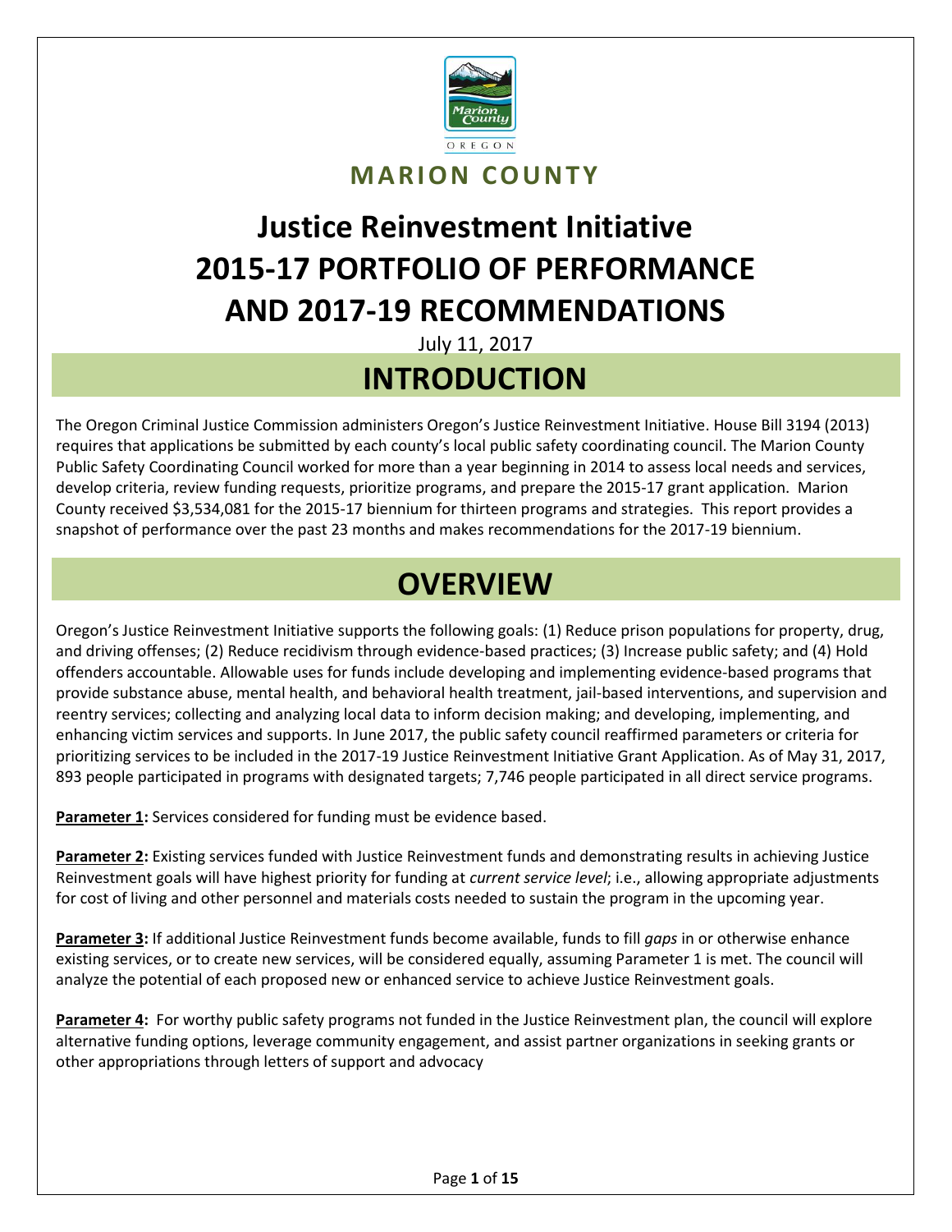MARION COUNTY

# Justice Reinvestment Initiative 2015-17 PORTFOLIO OF PERFORMANCE AND 2017-19 RECOMMENDATIONS

July 11, 2017

## INTRODUCTION

The Oregon Criminal Justice Commission administers Oregon's Justice Reinvestment Initiative. House Bill 3194 (2013) requires that applications be submitted by each county's local public safety coordinating council. The Marion County Public Safety Coordinating Council worked for more than a year beginning in 2014 to assess local needs and services, develop criteria, review funding requests, prioritize programs, and prepare the 2015-17 grant application. Marion County received $3,534,081 for the 2015-17 biennium for thirteen programs and strategies. This report provides a snapshot of performance over the past 23 months and makes recommendations for the 2017-19 biennium.

## OVERVIEW

Oregon's Justice Reinvestment Initiative supports the following goals: (1) Reduce prison populations for property, drug, and driving offenses; (2) Reduce recidivism through evidence-based practices; (3) Increase public safety; and (4) Hold offenders accountable. Allowable uses for funds include developing and implementing evidence-based programs that provide substance abuse, mental health, and behavioral health treatment, jail-based interventions, and supervision and reentry services; collecting and analyzing local data to inform decision making; and developing, implementing, and enhancing victim services and supports. In June 2017, the public safety council reaffirmed parameters or criteria for prioritizing services to be included in the 2017-19 Justice Reinvestment Initiative Grant Application. As of May 31, 2017, 893 people participated in programs with designated targets; 7,746 people participated in all direct service programs.

**Parameter 1:** Services considered for funding must be evidence based.

**Parameter 2:** Existing services funded with Justice Reinvestment funds and demonstrating results in achieving Justice Reinvestment goals will have highest priority for funding at *current service level*; i.e., allowing appropriate adjustments for cost of living and other personnel and materials costs needed to sustain the program in the upcoming year.

**Parameter 3:** If additional Justice Reinvestment funds become available, funds to fill *gaps* in or otherwise enhance existing services, or to create new services, will be considered equally, assuming Parameter 1 is met. The council will analyze the potential of each proposed new or enhanced service to achieve Justice Reinvestment goals.

**Parameter 4:** For worthy public safety programs not funded in the Justice Reinvestment plan, the council will explore alternative funding options, leverage community engagement, and assist partner organizations in seeking grants or other appropriations through letters of support and advocacy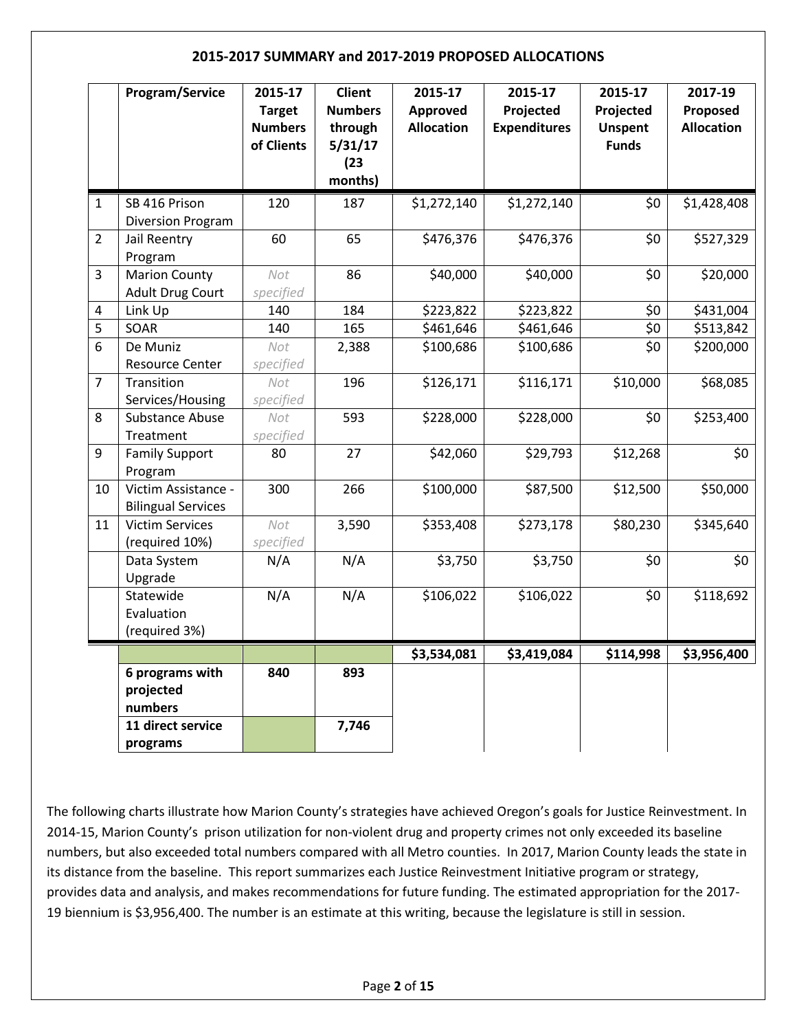## 2015-2017 SUMMARY and 2017-2019 PROPOSED ALLOCATIONS

| | Program/Service | 2015-17 Target Numbers of Clients | Client Numbers through 5/31/17 (23 months) | 2015-17 Approved Allocation | 2015-17 Projected Expenditures | 2015-17 Projected Unspent Funds | 2017-19 Proposed Allocation |
|---|---|---|---|---|---|---|---|
| 1 | SB 416 Prison Diversion Program | 120 | 187 | $1,272,140 | $1,272,140 | $0 | $1,428,408 |
| 2 | Jail Reentry Program | 60 | 65 | $476,376 | $476,376 | $0 | $527,329 |
| 3 | Marion County Adult Drug Court | *Not specified* | 86 | $40,000 | $40,000 | $0 | $20,000 |
| 4 | Link Up | 140 | 184 | $223,822 | $223,822 | $0 | $431,004 |
| 5 | SOAR | 140 | 165 | $461,646 | $461,646 | $0 | $513,842 |
| 6 | De Muniz Resource Center | *Not specified* | 2,388 | $100,686 | $100,686 | $0 | $200,000 |
| 7 | Transition Services/Housing | *Not specified* | 196 | $126,171 | $116,171 | $10,000 | $68,085 |
| 8 | Substance Abuse Treatment | *Not specified* | 593 | $228,000 | $228,000 | $0 | $253,400 |
| 9 | Family Support Program | 80 | 27 | $42,060 | $29,793 | $12,268 | $0 |
| 10 | Victim Assistance - Bilingual Services | 300 | 266 | $100,000 | $87,500 | $12,500 | $50,000 |
| 11 | Victim Services (required 10%) | *Not specified* | 3,590 | $353,408 | $273,178 | $80,230 | $345,640 |
| | Data System Upgrade | N/A | N/A | $3,750 | $3,750 | $0 | $0 |
| | Statewide Evaluation (required 3%) | N/A | N/A | $106,022 | $106,022 | $0 | $118,692 |
| | | | | **$3,534,081** | **$3,419,084** | **$114,998** | **$3,956,400** |
| | **6 programs with projected numbers** | **840** | **893** | | | | |
| | **11 direct service programs** | | **7,746** | | | | |

The following charts illustrate how Marion County's strategies have achieved Oregon's goals for Justice Reinvestment. In 2014-15, Marion County's prison utilization for non-violent drug and property crimes not only exceeded its baseline numbers, but also exceeded total numbers compared with all Metro counties. In 2017, Marion County leads the state in its distance from the baseline. This report summarizes each Justice Reinvestment Initiative program or strategy, provides data and analysis, and makes recommendations for future funding. The estimated appropriation for the 2017-19 biennium is $3,956,400. The number is an estimate at this writing, because the legislature is still in session.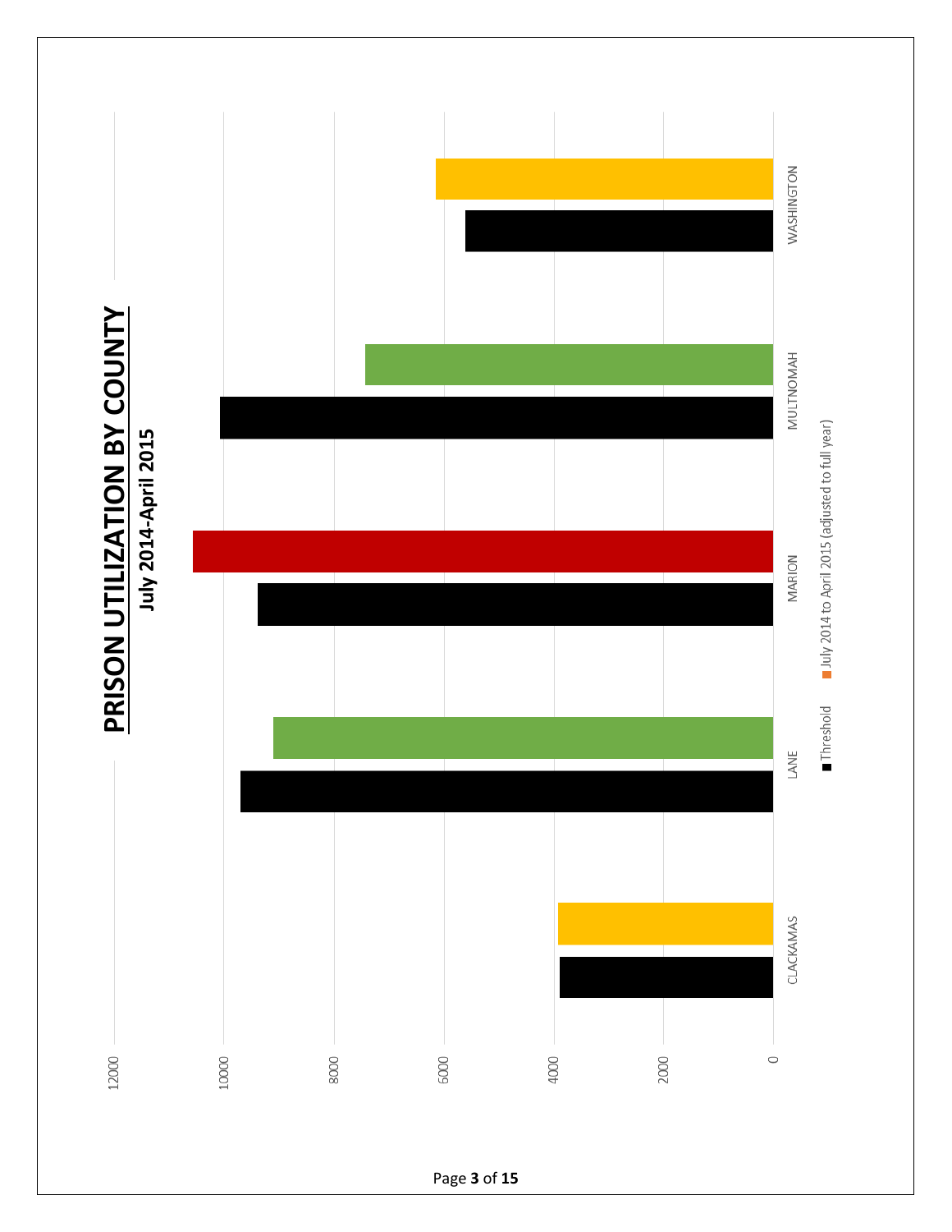# PRISON UTILIZATION BY COUNTY

**July 2014-April 2015**

| County | Threshold | July 2014 to April 2015 (adjusted to full year) |
|---|---|---|
| CLACKAMAS | ~3900 | ~3950 |
| LANE | ~9700 | ~9100 |
| MARION | ~9400 | ~10550 |
| MULTNOMAH | ~10100 | ~7450 |
| WASHINGTON | ~5600 | ~6150 |

Axis: 0, 2000, 4000, 6000, 8000, 10000, 12000

Legend: Threshold; July 2014 to April 2015 (adjusted to full year)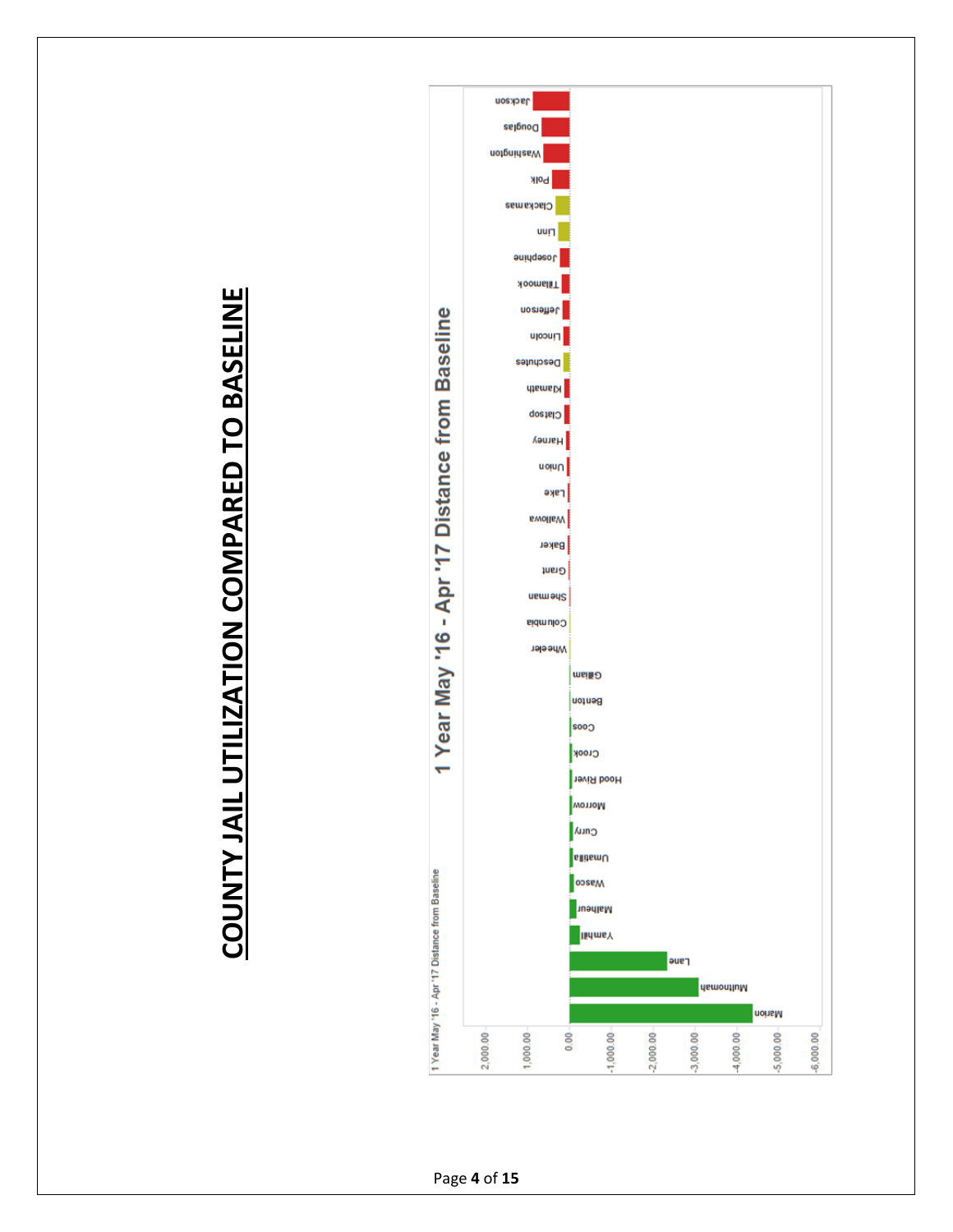# COUNTY JAIL UTILIZATION COMPARED TO BASELINE

## 1 Year May '16 - Apr '17 Distance from Baseline

1 Year May '16 - Apr '17 Distance from Baseline

2,000.00
1,000.00
0.00
-1,000.00
-2,000.00
-3,000.00
-4,000.00
-5,000.00
-6,000.00

Jackson
Douglas
Washington
Polk
Clackamas
Linn
Josephine
Tillamook
Jefferson
Lincoln
Deschutes
Klamath
Clatsop
Harney
Union
Lake
Wallowa
Baker
Grant
Sherman
Columbia
Wheeler
Gilliam
Benton
Coos
Crook
Hood River
Morrow
Curry
Umatilla
Wasco
Malheur
Yamhill
Lane
Multnomah
Marion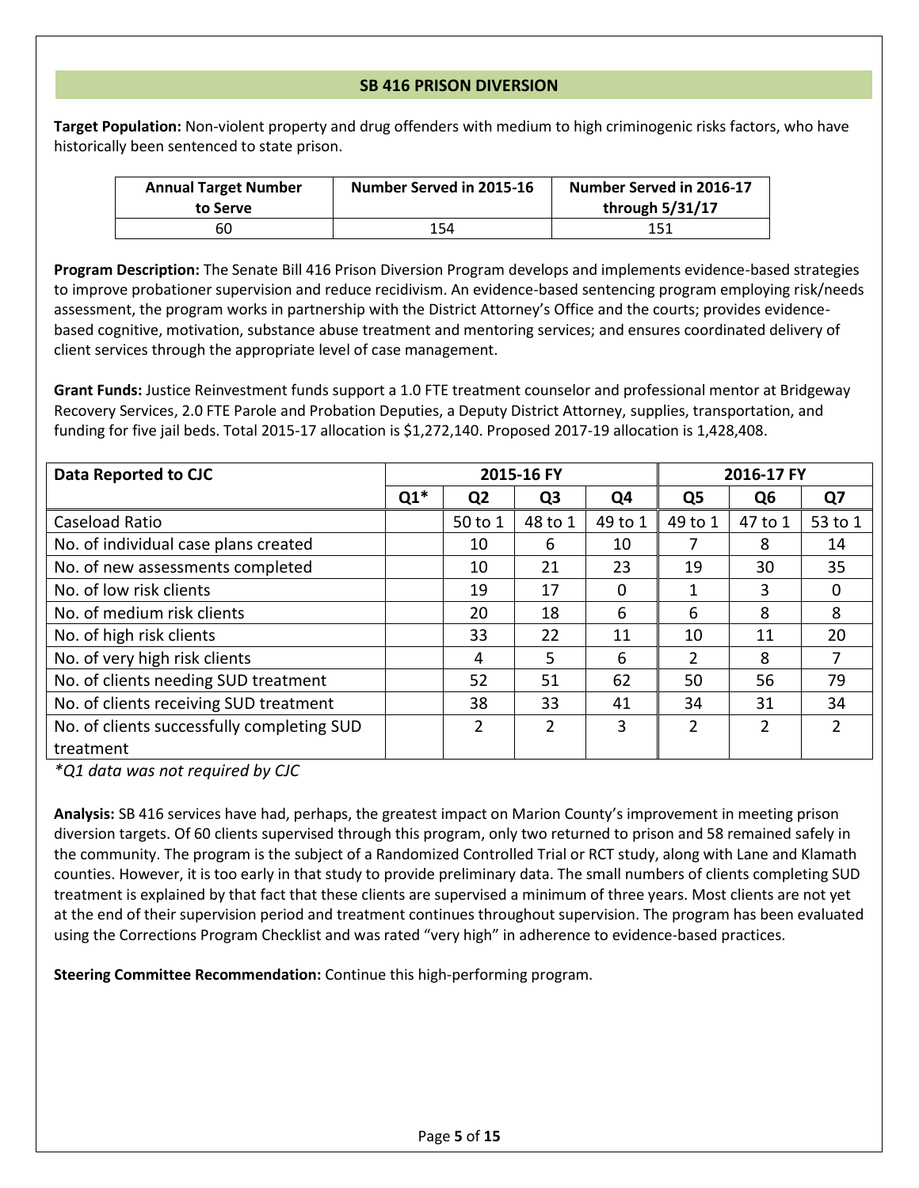## SB 416 PRISON DIVERSION

**Target Population:** Non-violent property and drug offenders with medium to high criminogenic risks factors, who have historically been sentenced to state prison.

| Annual Target Number to Serve | Number Served in 2015-16 | Number Served in 2016-17 through 5/31/17 |
|---|---|---|
| 60 | 154 | 151 |

**Program Description:** The Senate Bill 416 Prison Diversion Program develops and implements evidence-based strategies to improve probationer supervision and reduce recidivism. An evidence-based sentencing program employing risk/needs assessment, the program works in partnership with the District Attorney's Office and the courts; provides evidence-based cognitive, motivation, substance abuse treatment and mentoring services; and ensures coordinated delivery of client services through the appropriate level of case management.

**Grant Funds:** Justice Reinvestment funds support a 1.0 FTE treatment counselor and professional mentor at Bridgeway Recovery Services, 2.0 FTE Parole and Probation Deputies, a Deputy District Attorney, supplies, transportation, and funding for five jail beds. Total 2015-17 allocation is $1,272,140. Proposed 2017-19 allocation is 1,428,408.

| Data Reported to CJC | 2015-16 FY | | | | 2016-17 FY | | |
|---|---|---|---|---|---|---|---|
| | Q1* | Q2 | Q3 | Q4 | Q5 | Q6 | Q7 |
| Caseload Ratio | | 50 to 1 | 48 to 1 | 49 to 1 | 49 to 1 | 47 to 1 | 53 to 1 |
| No. of individual case plans created | | 10 | 6 | 10 | 7 | 8 | 14 |
| No. of new assessments completed | | 10 | 21 | 23 | 19 | 30 | 35 |
| No. of low risk clients | | 19 | 17 | 0 | 1 | 3 | 0 |
| No. of medium risk clients | | 20 | 18 | 6 | 6 | 8 | 8 |
| No. of high risk clients | | 33 | 22 | 11 | 10 | 11 | 20 |
| No. of very high risk clients | | 4 | 5 | 6 | 2 | 8 | 7 |
| No. of clients needing SUD treatment | | 52 | 51 | 62 | 50 | 56 | 79 |
| No. of clients receiving SUD treatment | | 38 | 33 | 41 | 34 | 31 | 34 |
| No. of clients successfully completing SUD treatment | | 2 | 2 | 3 | 2 | 2 | 2 |

*\*Q1 data was not required by CJC*

**Analysis:** SB 416 services have had, perhaps, the greatest impact on Marion County's improvement in meeting prison diversion targets. Of 60 clients supervised through this program, only two returned to prison and 58 remained safely in the community. The program is the subject of a Randomized Controlled Trial or RCT study, along with Lane and Klamath counties. However, it is too early in that study to provide preliminary data. The small numbers of clients completing SUD treatment is explained by that fact that these clients are supervised a minimum of three years. Most clients are not yet at the end of their supervision period and treatment continues throughout supervision. The program has been evaluated using the Corrections Program Checklist and was rated "very high" in adherence to evidence-based practices.

**Steering Committee Recommendation:** Continue this high-performing program.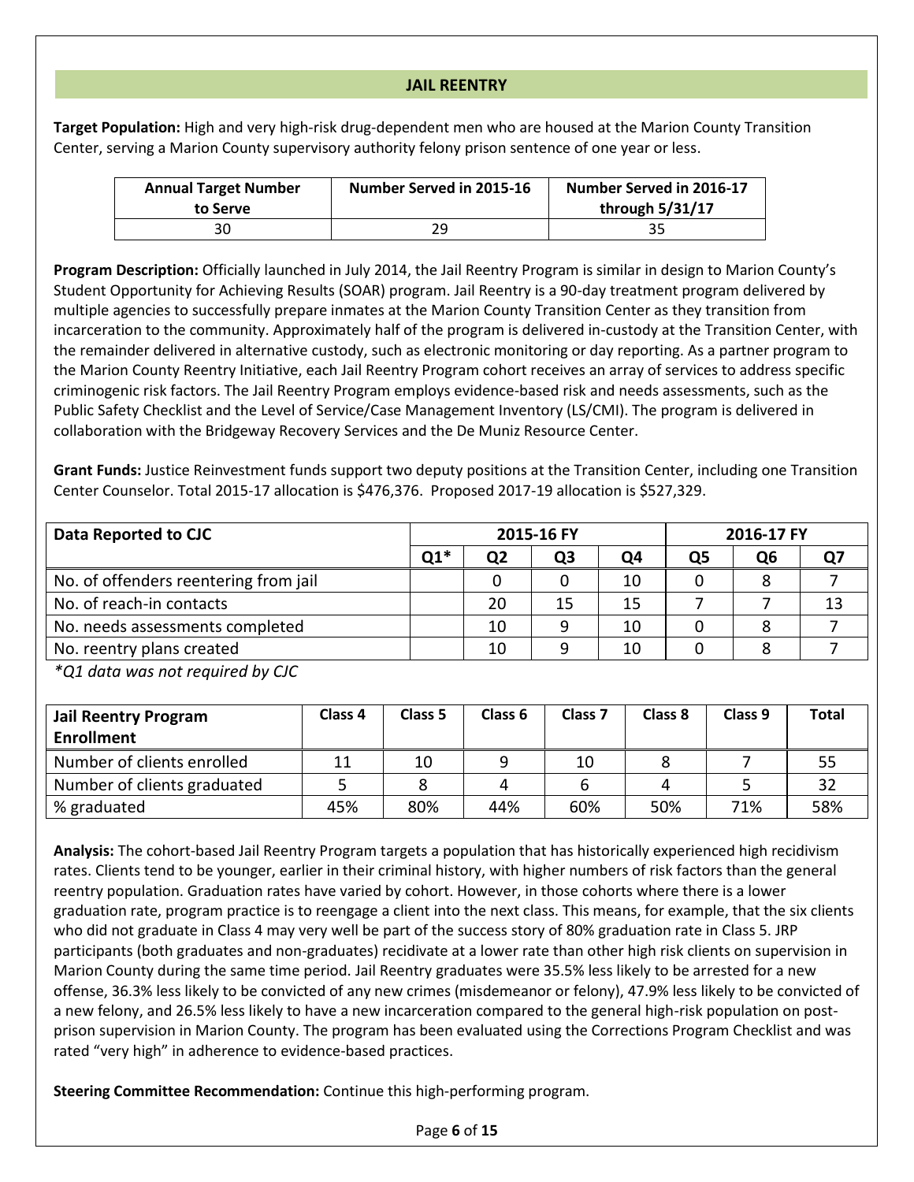## JAIL REENTRY

**Target Population:** High and very high-risk drug-dependent men who are housed at the Marion County Transition Center, serving a Marion County supervisory authority felony prison sentence of one year or less.

| Annual Target Number to Serve | Number Served in 2015-16 | Number Served in 2016-17 through 5/31/17 |
|---|---|---|
| 30 | 29 | 35 |

**Program Description:** Officially launched in July 2014, the Jail Reentry Program is similar in design to Marion County's Student Opportunity for Achieving Results (SOAR) program. Jail Reentry is a 90-day treatment program delivered by multiple agencies to successfully prepare inmates at the Marion County Transition Center as they transition from incarceration to the community. Approximately half of the program is delivered in-custody at the Transition Center, with the remainder delivered in alternative custody, such as electronic monitoring or day reporting. As a partner program to the Marion County Reentry Initiative, each Jail Reentry Program cohort receives an array of services to address specific criminogenic risk factors. The Jail Reentry Program employs evidence-based risk and needs assessments, such as the Public Safety Checklist and the Level of Service/Case Management Inventory (LS/CMI). The program is delivered in collaboration with the Bridgeway Recovery Services and the De Muniz Resource Center.

**Grant Funds:** Justice Reinvestment funds support two deputy positions at the Transition Center, including one Transition Center Counselor. Total 2015-17 allocation is $476,376. Proposed 2017-19 allocation is $527,329.

| Data Reported to CJC | 2015-16 FY | | | | 2016-17 FY | | |
|---|---|---|---|---|---|---|---|
| | Q1* | Q2 | Q3 | Q4 | Q5 | Q6 | Q7 |
| No. of offenders reentering from jail | | 0 | 0 | 10 | 0 | 8 | 7 |
| No. of reach-in contacts | | 20 | 15 | 15 | 7 | 7 | 13 |
| No. needs assessments completed | | 10 | 9 | 10 | 0 | 8 | 7 |
| No. reentry plans created | | 10 | 9 | 10 | 0 | 8 | 7 |

*\*Q1 data was not required by CJC*

| Jail Reentry Program Enrollment | Class 4 | Class 5 | Class 6 | Class 7 | Class 8 | Class 9 | Total |
|---|---|---|---|---|---|---|---|
| Number of clients enrolled | 11 | 10 | 9 | 10 | 8 | 7 | 55 |
| Number of clients graduated | 5 | 8 | 4 | 6 | 4 | 5 | 32 |
| % graduated | 45% | 80% | 44% | 60% | 50% | 71% | 58% |

**Analysis:** The cohort-based Jail Reentry Program targets a population that has historically experienced high recidivism rates. Clients tend to be younger, earlier in their criminal history, with higher numbers of risk factors than the general reentry population. Graduation rates have varied by cohort. However, in those cohorts where there is a lower graduation rate, program practice is to reengage a client into the next class. This means, for example, that the six clients who did not graduate in Class 4 may very well be part of the success story of 80% graduation rate in Class 5. JRP participants (both graduates and non-graduates) recidivate at a lower rate than other high risk clients on supervision in Marion County during the same time period. Jail Reentry graduates were 35.5% less likely to be arrested for a new offense, 36.3% less likely to be convicted of any new crimes (misdemeanor or felony), 47.9% less likely to be convicted of a new felony, and 26.5% less likely to have a new incarceration compared to the general high-risk population on post-prison supervision in Marion County. The program has been evaluated using the Corrections Program Checklist and was rated "very high" in adherence to evidence-based practices.

**Steering Committee Recommendation:** Continue this high-performing program.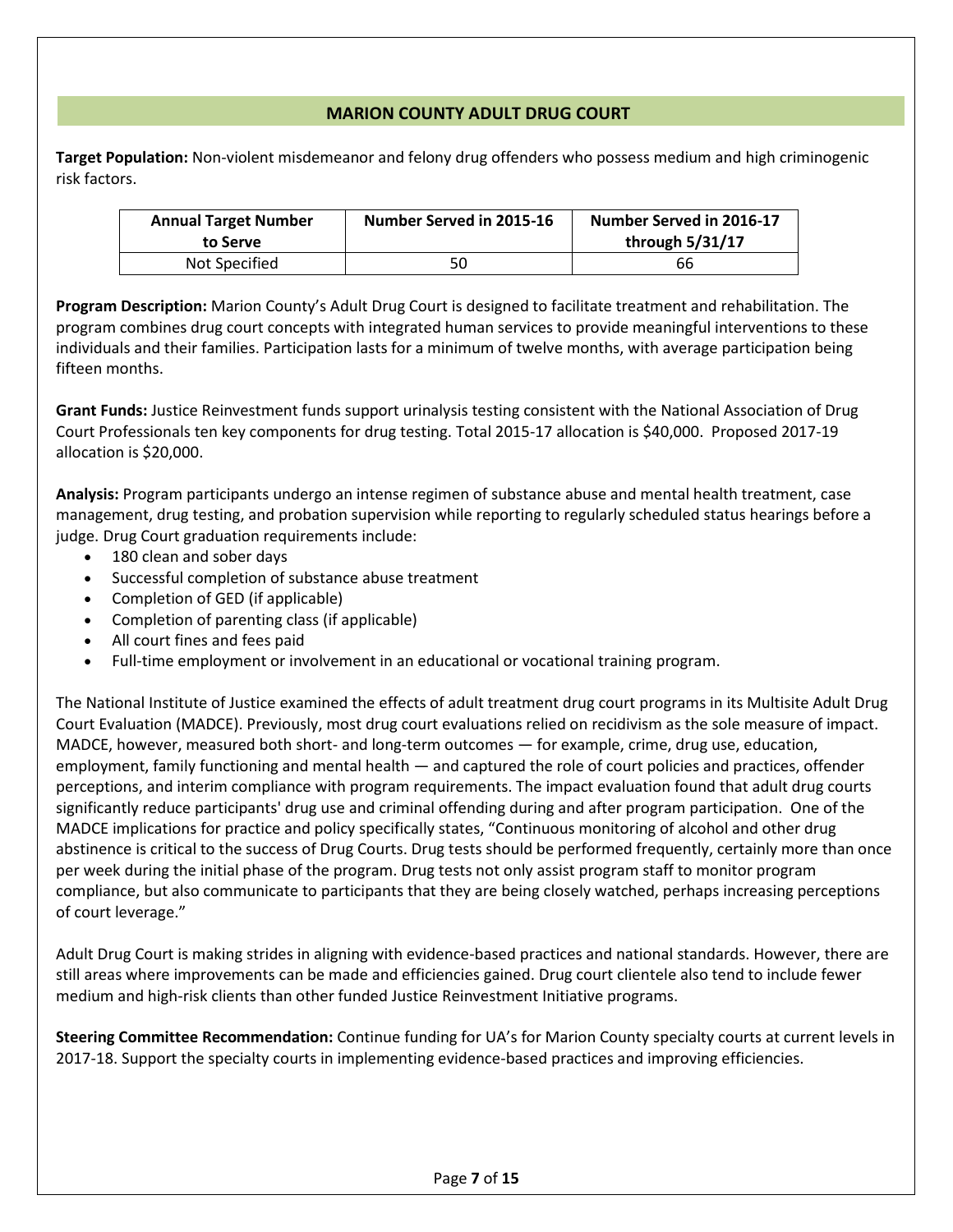## MARION COUNTY ADULT DRUG COURT

**Target Population:** Non-violent misdemeanor and felony drug offenders who possess medium and high criminogenic risk factors.

| Annual Target Number to Serve | Number Served in 2015-16 | Number Served in 2016-17 through 5/31/17 |
|---|---|---|
| Not Specified | 50 | 66 |

**Program Description:** Marion County's Adult Drug Court is designed to facilitate treatment and rehabilitation. The program combines drug court concepts with integrated human services to provide meaningful interventions to these individuals and their families. Participation lasts for a minimum of twelve months, with average participation being fifteen months.

**Grant Funds:** Justice Reinvestment funds support urinalysis testing consistent with the National Association of Drug Court Professionals ten key components for drug testing. Total 2015-17 allocation is $40,000. Proposed 2017-19 allocation is $20,000.

**Analysis:** Program participants undergo an intense regimen of substance abuse and mental health treatment, case management, drug testing, and probation supervision while reporting to regularly scheduled status hearings before a judge. Drug Court graduation requirements include:

- 180 clean and sober days
- Successful completion of substance abuse treatment
- Completion of GED (if applicable)
- Completion of parenting class (if applicable)
- All court fines and fees paid
- Full-time employment or involvement in an educational or vocational training program.

The National Institute of Justice examined the effects of adult treatment drug court programs in its Multisite Adult Drug Court Evaluation (MADCE). Previously, most drug court evaluations relied on recidivism as the sole measure of impact. MADCE, however, measured both short- and long-term outcomes — for example, crime, drug use, education, employment, family functioning and mental health — and captured the role of court policies and practices, offender perceptions, and interim compliance with program requirements. The impact evaluation found that adult drug courts significantly reduce participants' drug use and criminal offending during and after program participation. One of the MADCE implications for practice and policy specifically states, "Continuous monitoring of alcohol and other drug abstinence is critical to the success of Drug Courts. Drug tests should be performed frequently, certainly more than once per week during the initial phase of the program. Drug tests not only assist program staff to monitor program compliance, but also communicate to participants that they are being closely watched, perhaps increasing perceptions of court leverage."

Adult Drug Court is making strides in aligning with evidence-based practices and national standards. However, there are still areas where improvements can be made and efficiencies gained. Drug court clientele also tend to include fewer medium and high-risk clients than other funded Justice Reinvestment Initiative programs.

**Steering Committee Recommendation:** Continue funding for UA's for Marion County specialty courts at current levels in 2017-18. Support the specialty courts in implementing evidence-based practices and improving efficiencies.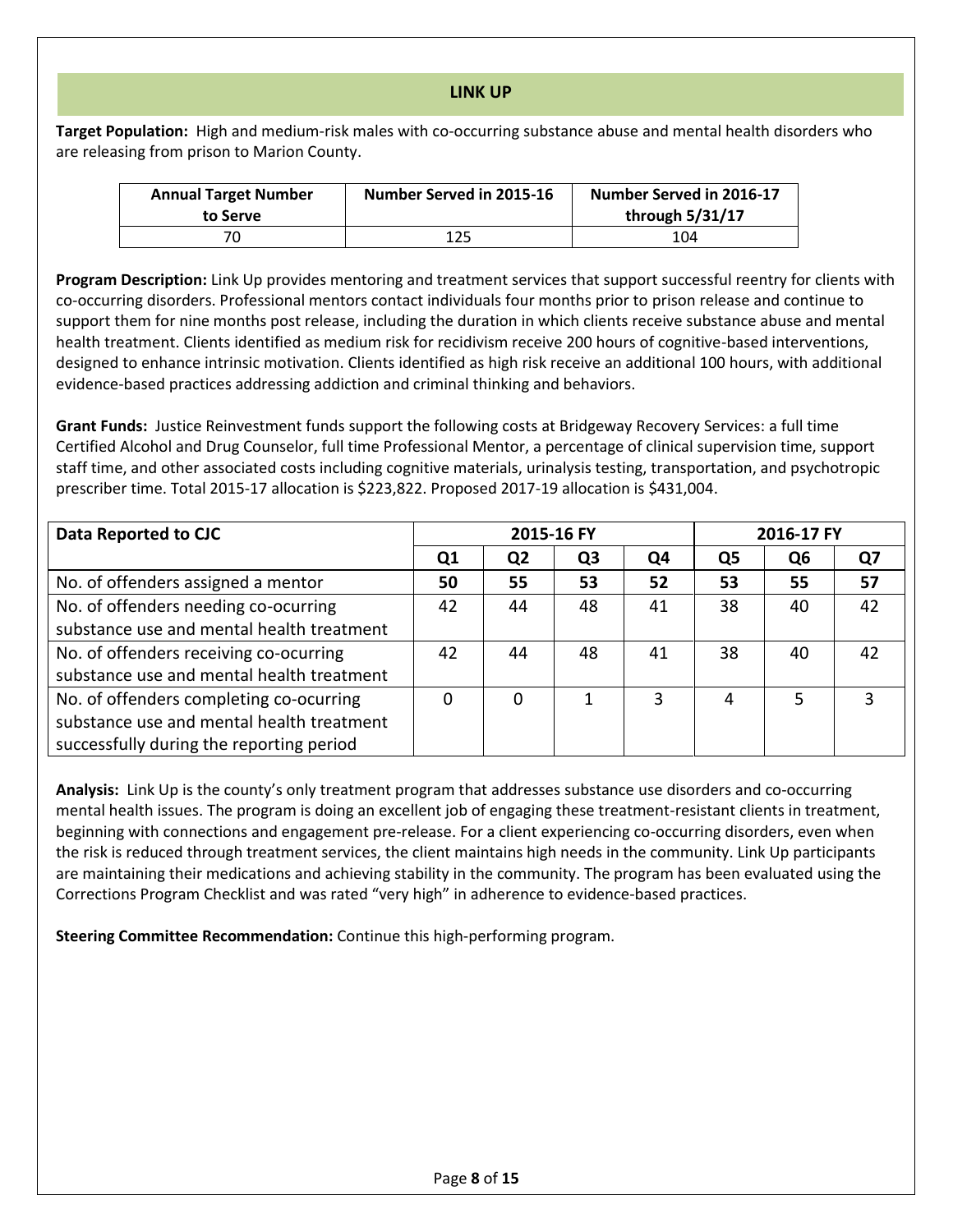## LINK UP

**Target Population:** High and medium-risk males with co-occurring substance abuse and mental health disorders who are releasing from prison to Marion County.

| Annual Target Number to Serve | Number Served in 2015-16 | Number Served in 2016-17 through 5/31/17 |
|---|---|---|
| 70 | 125 | 104 |

**Program Description:** Link Up provides mentoring and treatment services that support successful reentry for clients with co-occurring disorders. Professional mentors contact individuals four months prior to prison release and continue to support them for nine months post release, including the duration in which clients receive substance abuse and mental health treatment. Clients identified as medium risk for recidivism receive 200 hours of cognitive-based interventions, designed to enhance intrinsic motivation. Clients identified as high risk receive an additional 100 hours, with additional evidence-based practices addressing addiction and criminal thinking and behaviors.

**Grant Funds:** Justice Reinvestment funds support the following costs at Bridgeway Recovery Services: a full time Certified Alcohol and Drug Counselor, full time Professional Mentor, a percentage of clinical supervision time, support staff time, and other associated costs including cognitive materials, urinalysis testing, transportation, and psychotropic prescriber time. Total 2015-17 allocation is $223,822. Proposed 2017-19 allocation is $431,004.

| Data Reported to CJC | 2015-16 FY | | | | 2016-17 FY | | |
|---|---|---|---|---|---|---|---|
| | Q1 | Q2 | Q3 | Q4 | Q5 | Q6 | Q7 |
| No. of offenders assigned a mentor | **50** | **55** | **53** | **52** | **53** | **55** | **57** |
| No. of offenders needing co-ocurring substance use and mental health treatment | 42 | 44 | 48 | 41 | 38 | 40 | 42 |
| No. of offenders receiving co-ocurring substance use and mental health treatment | 42 | 44 | 48 | 41 | 38 | 40 | 42 |
| No. of offenders completing co-ocurring substance use and mental health treatment successfully during the reporting period | 0 | 0 | 1 | 3 | 4 | 5 | 3 |

**Analysis:** Link Up is the county's only treatment program that addresses substance use disorders and co-occurring mental health issues. The program is doing an excellent job of engaging these treatment-resistant clients in treatment, beginning with connections and engagement pre-release. For a client experiencing co-occurring disorders, even when the risk is reduced through treatment services, the client maintains high needs in the community. Link Up participants are maintaining their medications and achieving stability in the community. The program has been evaluated using the Corrections Program Checklist and was rated "very high" in adherence to evidence-based practices.

**Steering Committee Recommendation:** Continue this high-performing program.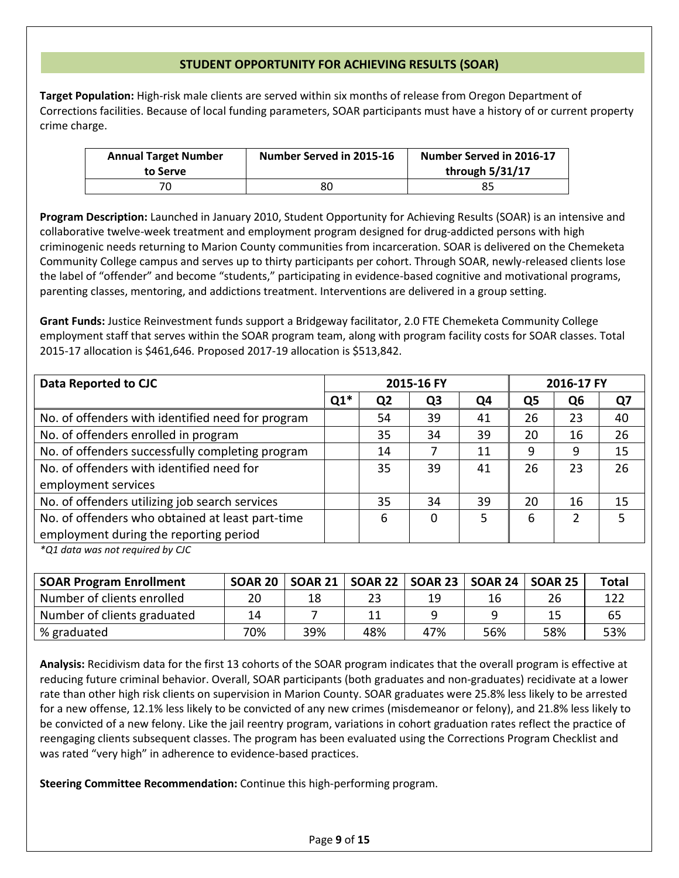## STUDENT OPPORTUNITY FOR ACHIEVING RESULTS (SOAR)

**Target Population:** High-risk male clients are served within six months of release from Oregon Department of Corrections facilities. Because of local funding parameters, SOAR participants must have a history of or current property crime charge.

| Annual Target Number to Serve | Number Served in 2015-16 | Number Served in 2016-17 through 5/31/17 |
|---|---|---|
| 70 | 80 | 85 |

**Program Description:** Launched in January 2010, Student Opportunity for Achieving Results (SOAR) is an intensive and collaborative twelve-week treatment and employment program designed for drug-addicted persons with high criminogenic needs returning to Marion County communities from incarceration. SOAR is delivered on the Chemeketa Community College campus and serves up to thirty participants per cohort. Through SOAR, newly-released clients lose the label of "offender" and become "students," participating in evidence-based cognitive and motivational programs, parenting classes, mentoring, and addictions treatment. Interventions are delivered in a group setting.

**Grant Funds:** Justice Reinvestment funds support a Bridgeway facilitator, 2.0 FTE Chemeketa Community College employment staff that serves within the SOAR program team, along with program facility costs for SOAR classes. Total 2015-17 allocation is $461,646. Proposed 2017-19 allocation is $513,842.

| Data Reported to CJC | 2015-16 FY | | | | 2016-17 FY | | |
|---|---|---|---|---|---|---|---|
| | Q1* | Q2 | Q3 | Q4 | Q5 | Q6 | Q7 |
| No. of offenders with identified need for program | | 54 | 39 | 41 | 26 | 23 | 40 |
| No. of offenders enrolled in program | | 35 | 34 | 39 | 20 | 16 | 26 |
| No. of offenders successfully completing program | | 14 | 7 | 11 | 9 | 9 | 15 |
| No. of offenders with identified need for employment services | | 35 | 39 | 41 | 26 | 23 | 26 |
| No. of offenders utilizing job search services | | 35 | 34 | 39 | 20 | 16 | 15 |
| No. of offenders who obtained at least part-time employment during the reporting period | | 6 | 0 | 5 | 6 | 2 | 5 |

*\*Q1 data was not required by CJC*

| SOAR Program Enrollment | SOAR 20 | SOAR 21 | SOAR 22 | SOAR 23 | SOAR 24 | SOAR 25 | Total |
|---|---|---|---|---|---|---|---|
| Number of clients enrolled | 20 | 18 | 23 | 19 | 16 | 26 | 122 |
| Number of clients graduated | 14 | 7 | 11 | 9 | 9 | 15 | 65 |
| % graduated | 70% | 39% | 48% | 47% | 56% | 58% | 53% |

**Analysis:** Recidivism data for the first 13 cohorts of the SOAR program indicates that the overall program is effective at reducing future criminal behavior. Overall, SOAR participants (both graduates and non-graduates) recidivate at a lower rate than other high risk clients on supervision in Marion County. SOAR graduates were 25.8% less likely to be arrested for a new offense, 12.1% less likely to be convicted of any new crimes (misdemeanor or felony), and 21.8% less likely to be convicted of a new felony. Like the jail reentry program, variations in cohort graduation rates reflect the practice of reengaging clients subsequent classes. The program has been evaluated using the Corrections Program Checklist and was rated "very high" in adherence to evidence-based practices.

**Steering Committee Recommendation:** Continue this high-performing program.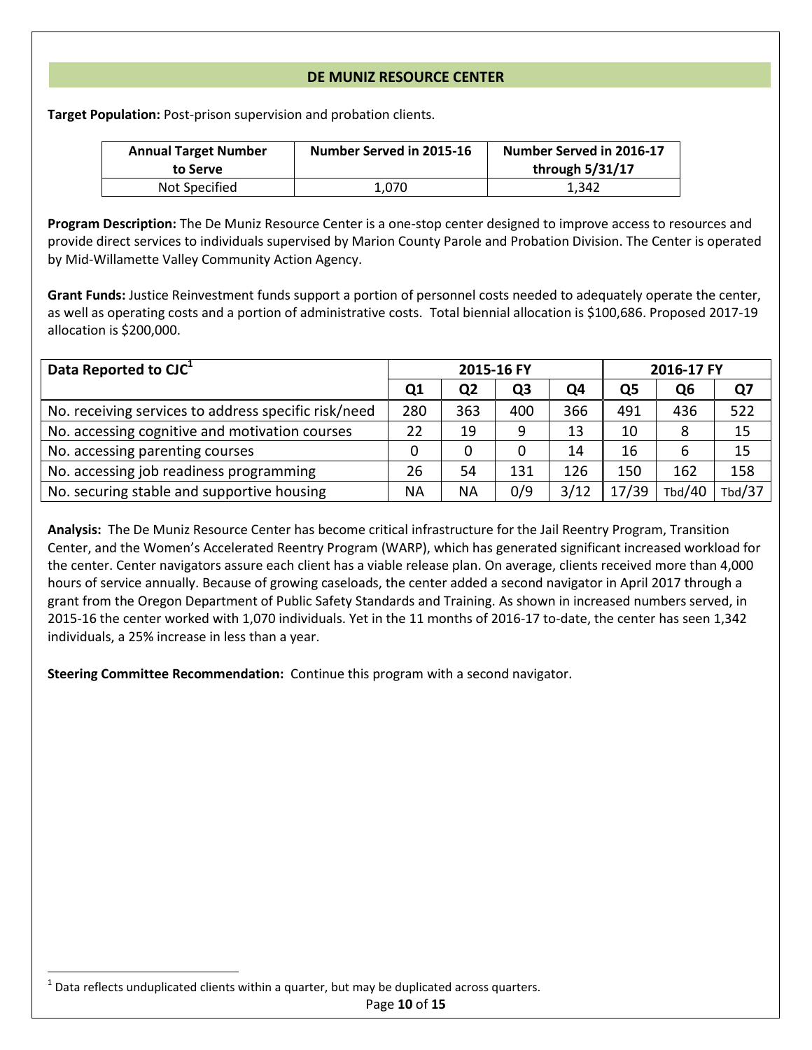## DE MUNIZ RESOURCE CENTER

**Target Population:** Post-prison supervision and probation clients.

| Annual Target Number to Serve | Number Served in 2015-16 | Number Served in 2016-17 through 5/31/17 |
|---|---|---|
| Not Specified | 1,070 | 1,342 |

**Program Description:** The De Muniz Resource Center is a one-stop center designed to improve access to resources and provide direct services to individuals supervised by Marion County Parole and Probation Division. The Center is operated by Mid-Willamette Valley Community Action Agency.

**Grant Funds:** Justice Reinvestment funds support a portion of personnel costs needed to adequately operate the center, as well as operating costs and a portion of administrative costs. Total biennial allocation is $100,686. Proposed 2017-19 allocation is $200,000.

| Data Reported to CJC[1] | 2015-16 FY | | | | 2016-17 FY | | |
|---|---|---|---|---|---|---|---|
| | Q1 | Q2 | Q3 | Q4 | Q5 | Q6 | Q7 |
| No. receiving services to address specific risk/need | 280 | 363 | 400 | 366 | 491 | 436 | 522 |
| No. accessing cognitive and motivation courses | 22 | 19 | 9 | 13 | 10 | 8 | 15 |
| No. accessing parenting courses | 0 | 0 | 0 | 14 | 16 | 6 | 15 |
| No. accessing job readiness programming | 26 | 54 | 131 | 126 | 150 | 162 | 158 |
| No. securing stable and supportive housing | NA | NA | 0/9 | 3/12 | 17/39 | Tbd/40 | Tbd/37 |

**Analysis:** The De Muniz Resource Center has become critical infrastructure for the Jail Reentry Program, Transition Center, and the Women's Accelerated Reentry Program (WARP), which has generated significant increased workload for the center. Center navigators assure each client has a viable release plan. On average, clients received more than 4,000 hours of service annually. Because of growing caseloads, the center added a second navigator in April 2017 through a grant from the Oregon Department of Public Safety Standards and Training. As shown in increased numbers served, in 2015-16 the center worked with 1,070 individuals. Yet in the 11 months of 2016-17 to-date, the center has seen 1,342 individuals, a 25% increase in less than a year.

**Steering Committee Recommendation:** Continue this program with a second navigator.

[1] Data reflects unduplicated clients within a quarter, but may be duplicated across quarters.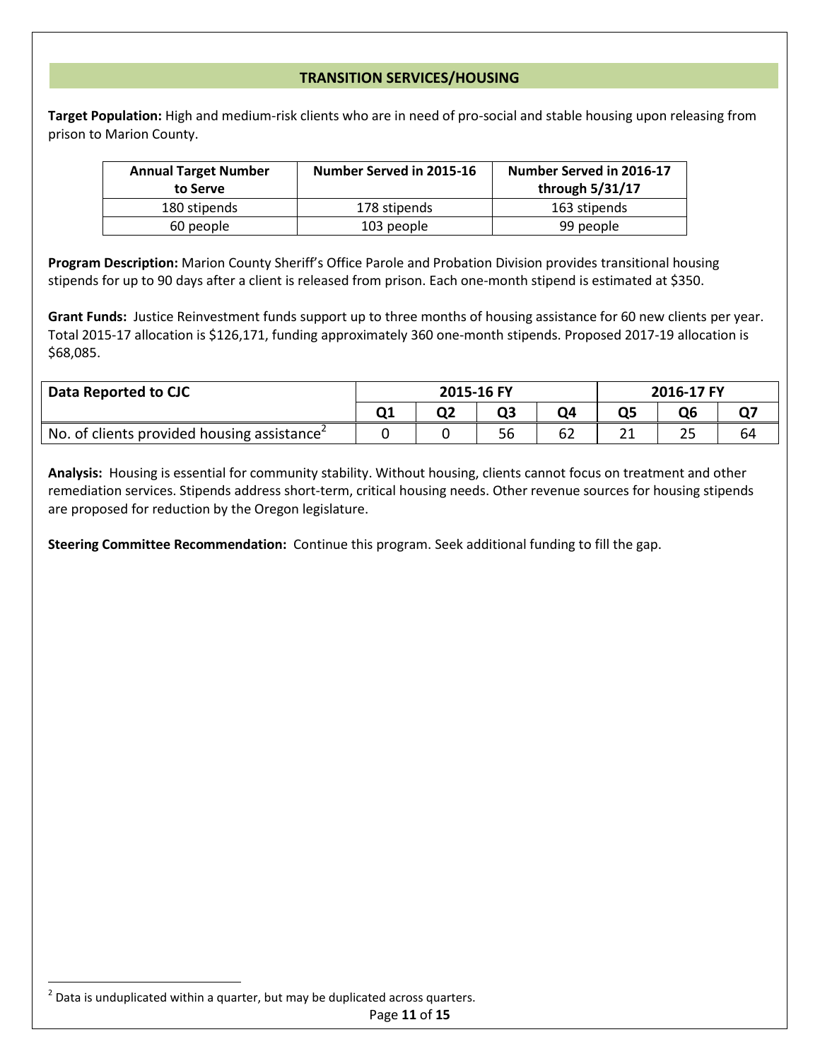## TRANSITION SERVICES/HOUSING

**Target Population:** High and medium-risk clients who are in need of pro-social and stable housing upon releasing from prison to Marion County.

| Annual Target Number to Serve | Number Served in 2015-16 | Number Served in 2016-17 through 5/31/17 |
|---|---|---|
| 180 stipends | 178 stipends | 163 stipends |
| 60 people | 103 people | 99 people |

**Program Description:** Marion County Sheriff's Office Parole and Probation Division provides transitional housing stipends for up to 90 days after a client is released from prison. Each one-month stipend is estimated at $350.

**Grant Funds:** Justice Reinvestment funds support up to three months of housing assistance for 60 new clients per year. Total 2015-17 allocation is $126,171, funding approximately 360 one-month stipends. Proposed 2017-19 allocation is $68,085.

| Data Reported to CJC | 2015-16 FY | | | | 2016-17 FY | | |
|---|---|---|---|---|---|---|---|
| | Q1 | Q2 | Q3 | Q4 | Q5 | Q6 | Q7 |
| No. of clients provided housing assistance[2] | 0 | 0 | 56 | 62 | 21 | 25 | 64 |

**Analysis:** Housing is essential for community stability. Without housing, clients cannot focus on treatment and other remediation services. Stipends address short-term, critical housing needs. Other revenue sources for housing stipends are proposed for reduction by the Oregon legislature.

**Steering Committee Recommendation:** Continue this program. Seek additional funding to fill the gap.

[2] Data is unduplicated within a quarter, but may be duplicated across quarters.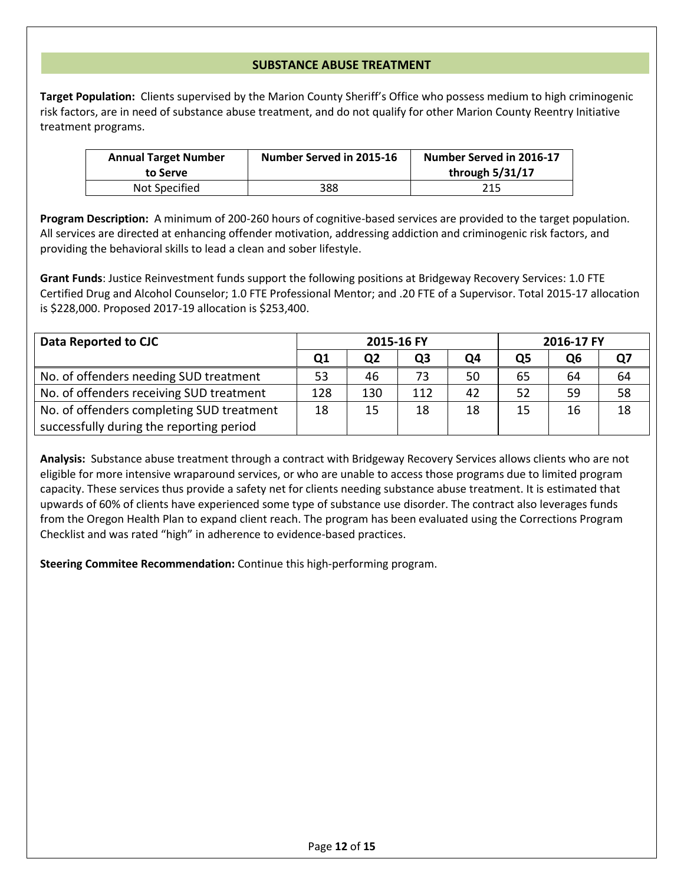## SUBSTANCE ABUSE TREATMENT

**Target Population:** Clients supervised by the Marion County Sheriff's Office who possess medium to high criminogenic risk factors, are in need of substance abuse treatment, and do not qualify for other Marion County Reentry Initiative treatment programs.

| Annual Target Number to Serve | Number Served in 2015-16 | Number Served in 2016-17 through 5/31/17 |
|---|---|---|
| Not Specified | 388 | 215 |

**Program Description:** A minimum of 200-260 hours of cognitive-based services are provided to the target population. All services are directed at enhancing offender motivation, addressing addiction and criminogenic risk factors, and providing the behavioral skills to lead a clean and sober lifestyle.

**Grant Funds**: Justice Reinvestment funds support the following positions at Bridgeway Recovery Services: 1.0 FTE Certified Drug and Alcohol Counselor; 1.0 FTE Professional Mentor; and .20 FTE of a Supervisor. Total 2015-17 allocation is $228,000. Proposed 2017-19 allocation is $253,400.

| Data Reported to CJC | 2015-16 FY | | | | 2016-17 FY | | |
|---|---|---|---|---|---|---|---|
| | Q1 | Q2 | Q3 | Q4 | Q5 | Q6 | Q7 |
| No. of offenders needing SUD treatment | 53 | 46 | 73 | 50 | 65 | 64 | 64 |
| No. of offenders receiving SUD treatment | 128 | 130 | 112 | 42 | 52 | 59 | 58 |
| No. of offenders completing SUD treatment successfully during the reporting period | 18 | 15 | 18 | 18 | 15 | 16 | 18 |

**Analysis:** Substance abuse treatment through a contract with Bridgeway Recovery Services allows clients who are not eligible for more intensive wraparound services, or who are unable to access those programs due to limited program capacity. These services thus provide a safety net for clients needing substance abuse treatment. It is estimated that upwards of 60% of clients have experienced some type of substance use disorder. The contract also leverages funds from the Oregon Health Plan to expand client reach. The program has been evaluated using the Corrections Program Checklist and was rated "high" in adherence to evidence-based practices.

**Steering Commitee Recommendation:** Continue this high-performing program.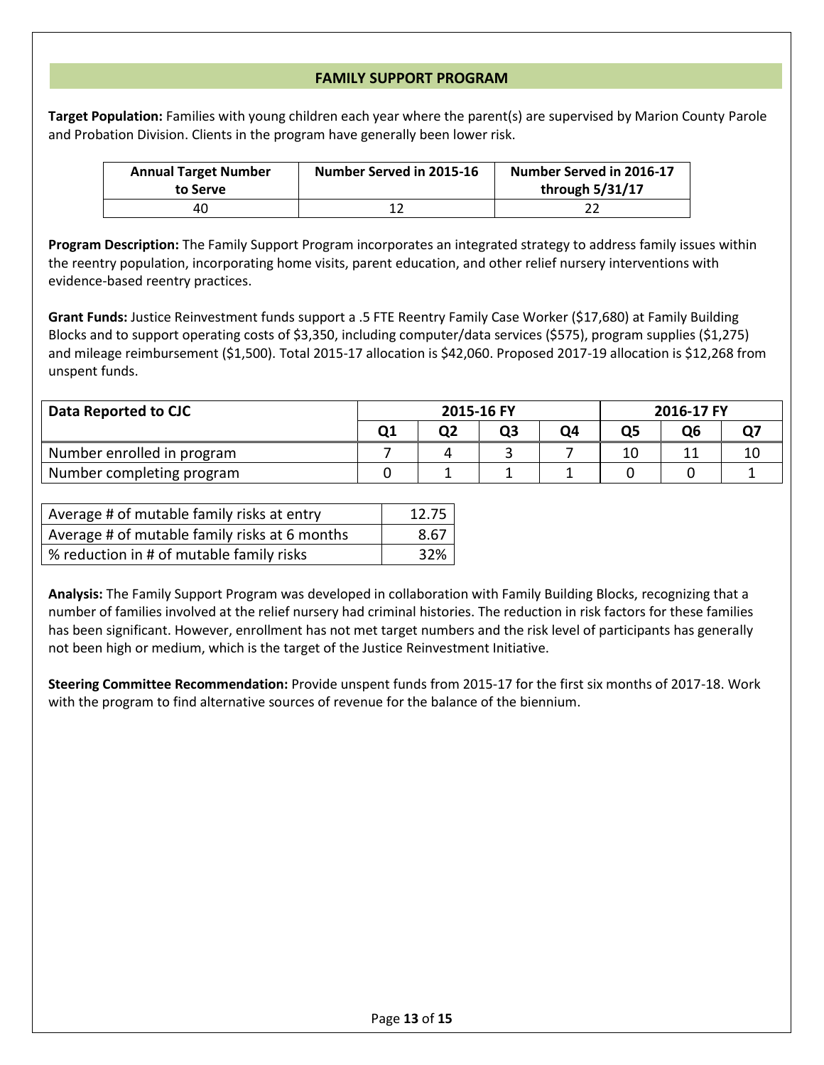## FAMILY SUPPORT PROGRAM

**Target Population:** Families with young children each year where the parent(s) are supervised by Marion County Parole and Probation Division. Clients in the program have generally been lower risk.

| Annual Target Number to Serve | Number Served in 2015-16 | Number Served in 2016-17 through 5/31/17 |
|---|---|---|
| 40 | 12 | 22 |

**Program Description:** The Family Support Program incorporates an integrated strategy to address family issues within the reentry population, incorporating home visits, parent education, and other relief nursery interventions with evidence-based reentry practices.

**Grant Funds:** Justice Reinvestment funds support a .5 FTE Reentry Family Case Worker ($17,680) at Family Building Blocks and to support operating costs of $3,350, including computer/data services ($575), program supplies ($1,275) and mileage reimbursement ($1,500). Total 2015-17 allocation is $42,060. Proposed 2017-19 allocation is $12,268 from unspent funds.

| Data Reported to CJC | 2015-16 FY | | | | 2016-17 FY | | |
|---|---|---|---|---|---|---|---|
| | Q1 | Q2 | Q3 | Q4 | Q5 | Q6 | Q7 |
| Number enrolled in program | 7 | 4 | 3 | 7 | 10 | 11 | 10 |
| Number completing program | 0 | 1 | 1 | 1 | 0 | 0 | 1 |

| Average # of mutable family risks at entry | 12.75 |
|---|---|
| Average # of mutable family risks at 6 months | 8.67 |
| % reduction in # of mutable family risks | 32% |

**Analysis:** The Family Support Program was developed in collaboration with Family Building Blocks, recognizing that a number of families involved at the relief nursery had criminal histories. The reduction in risk factors for these families has been significant. However, enrollment has not met target numbers and the risk level of participants has generally not been high or medium, which is the target of the Justice Reinvestment Initiative.

**Steering Committee Recommendation:** Provide unspent funds from 2015-17 for the first six months of 2017-18. Work with the program to find alternative sources of revenue for the balance of the biennium.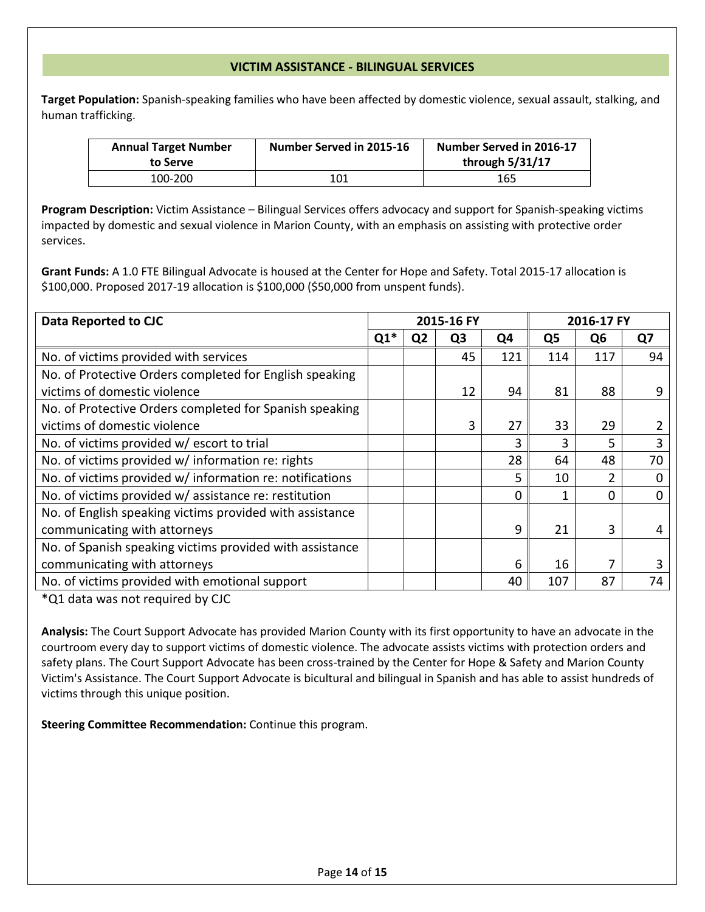## VICTIM ASSISTANCE - BILINGUAL SERVICES

**Target Population:** Spanish-speaking families who have been affected by domestic violence, sexual assault, stalking, and human trafficking.

| Annual Target Number to Serve | Number Served in 2015-16 | Number Served in 2016-17 through 5/31/17 |
|---|---|---|
| 100-200 | 101 | 165 |

**Program Description:** Victim Assistance – Bilingual Services offers advocacy and support for Spanish-speaking victims impacted by domestic and sexual violence in Marion County, with an emphasis on assisting with protective order services.

**Grant Funds:** A 1.0 FTE Bilingual Advocate is housed at the Center for Hope and Safety. Total 2015-17 allocation is $100,000. Proposed 2017-19 allocation is $100,000 ($50,000 from unspent funds).

| Data Reported to CJC | 2015-16 FY | | | | 2016-17 FY | | |
|---|---|---|---|---|---|---|---|
| | Q1* | Q2 | Q3 | Q4 | Q5 | Q6 | Q7 |
| No. of victims provided with services | | | 45 | 121 | 114 | 117 | 94 |
| No. of Protective Orders completed for English speaking victims of domestic violence | | | 12 | 94 | 81 | 88 | 9 |
| No. of Protective Orders completed for Spanish speaking victims of domestic violence | | | 3 | 27 | 33 | 29 | 2 |
| No. of victims provided w/ escort to trial | | | | 3 | 3 | 5 | 3 |
| No. of victims provided w/ information re: rights | | | | 28 | 64 | 48 | 70 |
| No. of victims provided w/ information re: notifications | | | | 5 | 10 | 2 | 0 |
| No. of victims provided w/ assistance re: restitution | | | | 0 | 1 | 0 | 0 |
| No. of English speaking victims provided with assistance communicating with attorneys | | | | 9 | 21 | 3 | 4 |
| No. of Spanish speaking victims provided with assistance communicating with attorneys | | | | 6 | 16 | 7 | 3 |
| No. of victims provided with emotional support | | | | 40 | 107 | 87 | 74 |

*Q1 data was not required by CJC

**Analysis:** The Court Support Advocate has provided Marion County with its first opportunity to have an advocate in the courtroom every day to support victims of domestic violence. The advocate assists victims with protection orders and safety plans. The Court Support Advocate has been cross-trained by the Center for Hope & Safety and Marion County Victim's Assistance. The Court Support Advocate is bicultural and bilingual in Spanish and has able to assist hundreds of victims through this unique position.

**Steering Committee Recommendation:** Continue this program.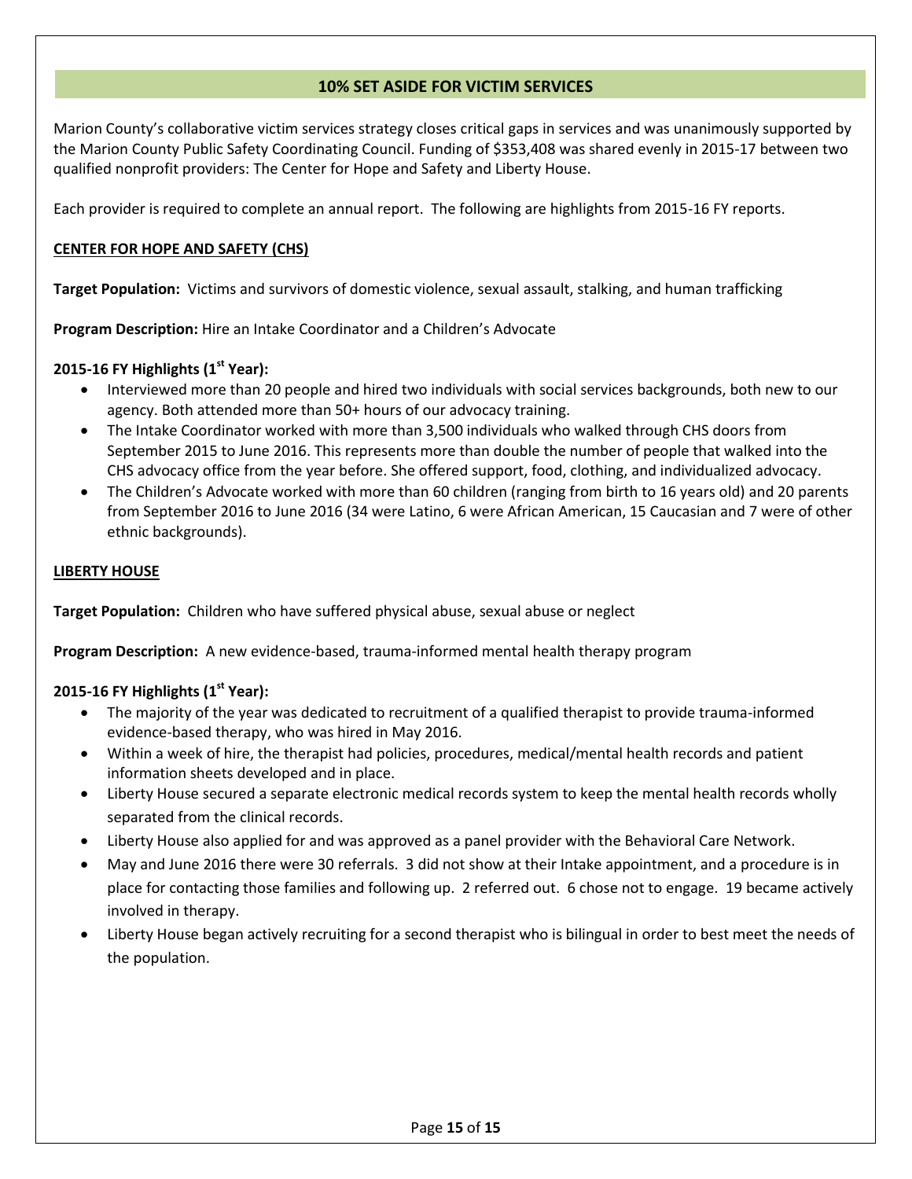## 10% SET ASIDE FOR VICTIM SERVICES

Marion County's collaborative victim services strategy closes critical gaps in services and was unanimously supported by the Marion County Public Safety Coordinating Council. Funding of $353,408 was shared evenly in 2015-17 between two qualified nonprofit providers: The Center for Hope and Safety and Liberty House.

Each provider is required to complete an annual report. The following are highlights from 2015-16 FY reports.

### CENTER FOR HOPE AND SAFETY (CHS)

**Target Population:** Victims and survivors of domestic violence, sexual assault, stalking, and human trafficking

**Program Description:** Hire an Intake Coordinator and a Children's Advocate

**2015-16 FY Highlights (1st Year):**

- Interviewed more than 20 people and hired two individuals with social services backgrounds, both new to our agency. Both attended more than 50+ hours of our advocacy training.
- The Intake Coordinator worked with more than 3,500 individuals who walked through CHS doors from September 2015 to June 2016. This represents more than double the number of people that walked into the CHS advocacy office from the year before. She offered support, food, clothing, and individualized advocacy.
- The Children's Advocate worked with more than 60 children (ranging from birth to 16 years old) and 20 parents from September 2016 to June 2016 (34 were Latino, 6 were African American, 15 Caucasian and 7 were of other ethnic backgrounds).

### LIBERTY HOUSE

**Target Population:** Children who have suffered physical abuse, sexual abuse or neglect

**Program Description:** A new evidence-based, trauma-informed mental health therapy program

**2015-16 FY Highlights (1st Year):**

- The majority of the year was dedicated to recruitment of a qualified therapist to provide trauma-informed evidence-based therapy, who was hired in May 2016.
- Within a week of hire, the therapist had policies, procedures, medical/mental health records and patient information sheets developed and in place.
- Liberty House secured a separate electronic medical records system to keep the mental health records wholly separated from the clinical records.
- Liberty House also applied for and was approved as a panel provider with the Behavioral Care Network.
- May and June 2016 there were 30 referrals. 3 did not show at their Intake appointment, and a procedure is in place for contacting those families and following up. 2 referred out. 6 chose not to engage. 19 became actively involved in therapy.
- Liberty House began actively recruiting for a second therapist who is bilingual in order to best meet the needs of the population.